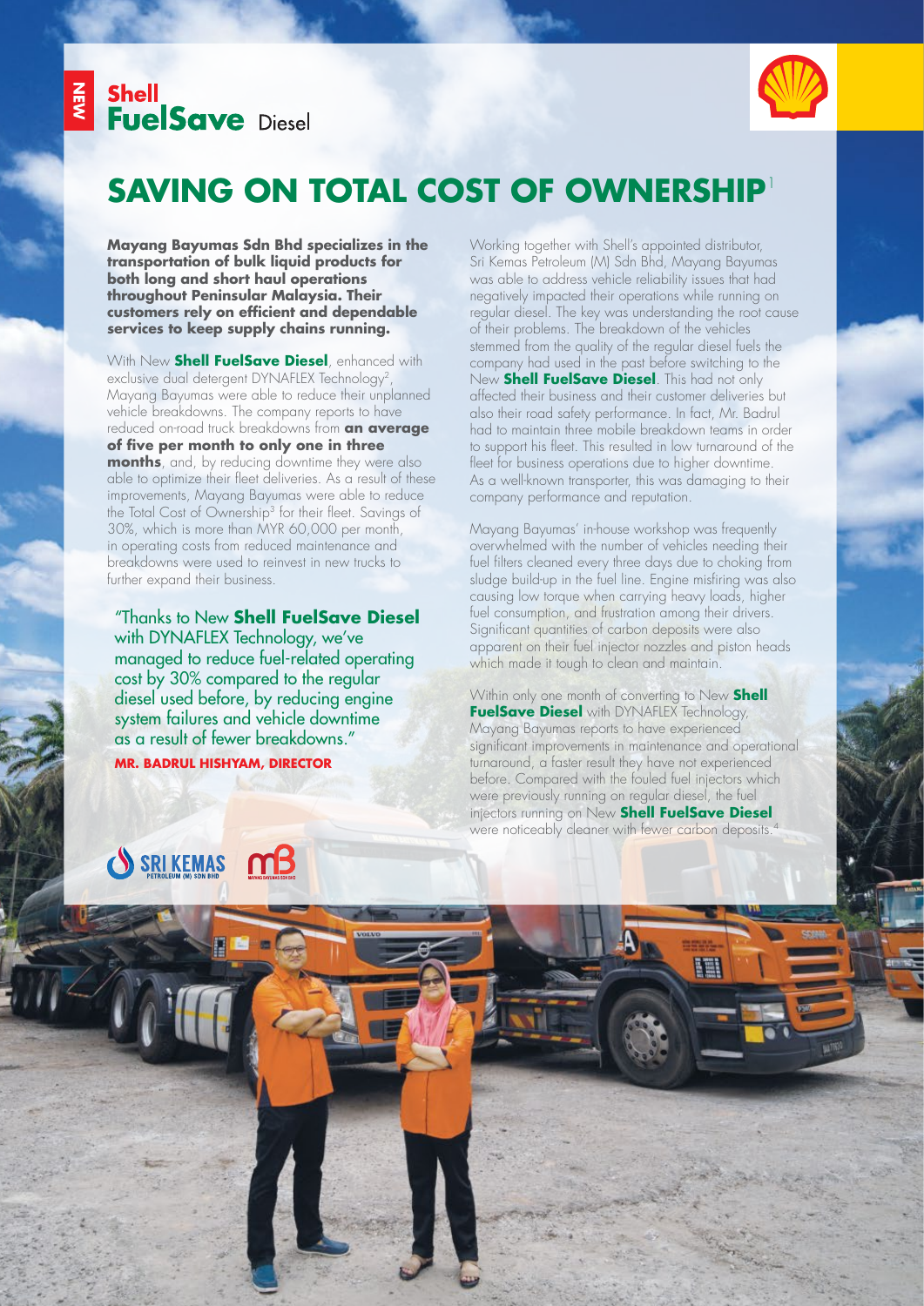NEW

**Shell**
**FuelSave** Diesel

# SAVING ON TOTAL COST OF OWNERSHIP[1]

**Mayang Bayumas Sdn Bhd specializes in the transportation of bulk liquid products for both long and short haul operations throughout Peninsular Malaysia. Their customers rely on efficient and dependable services to keep supply chains running.**

With New **Shell FuelSave Diesel**, enhanced with exclusive dual detergent DYNAFLEX Technology[2], Mayang Bayumas were able to reduce their unplanned vehicle breakdowns. The company reports to have reduced on-road truck breakdowns from **an average of five per month to only one in three months**, and, by reducing downtime they were also able to optimize their fleet deliveries. As a result of these improvements, Mayang Bayumas were able to reduce the Total Cost of Ownership[3] for their fleet. Savings of 30%, which is more than MYR 60,000 per month, in operating costs from reduced maintenance and breakdowns were used to reinvest in new trucks to further expand their business.

> "Thanks to New **Shell FuelSave Diesel** with DYNAFLEX Technology, we've managed to reduce fuel-related operating cost by 30% compared to the regular diesel used before, by reducing engine system failures and vehicle downtime as a result of fewer breakdowns."
>
> **MR. BADRUL HISHYAM, DIRECTOR**

Working together with Shell's appointed distributor, Sri Kemas Petroleum (M) Sdn Bhd, Mayang Bayumas was able to address vehicle reliability issues that had negatively impacted their operations while running on regular diesel. The key was understanding the root cause of their problems. The breakdown of the vehicles stemmed from the quality of the regular diesel fuels the company had used in the past before switching to the New **Shell FuelSave Diesel**. This had not only affected their business and their customer deliveries but also their road safety performance. In fact, Mr. Badrul had to maintain three mobile breakdown teams in order to support his fleet. This resulted in low turnaround of the fleet for business operations due to higher downtime. As a well-known transporter, this was damaging to their company performance and reputation.

Mayang Bayumas' in-house workshop was frequently overwhelmed with the number of vehicles needing their fuel filters cleaned every three days due to choking from sludge build-up in the fuel line. Engine misfiring was also causing low torque when carrying heavy loads, higher fuel consumption, and frustration among their drivers. Significant quantities of carbon deposits were also apparent on their fuel injector nozzles and piston heads which made it tough to clean and maintain.

Within only one month of converting to New **Shell FuelSave Diesel** with DYNAFLEX Technology, Mayang Bayumas reports to have experienced significant improvements in maintenance and operational turnaround, a faster result they have not experienced before. Compared with the fouled fuel injectors which were previously running on regular diesel, the fuel injectors running on New **Shell FuelSave Diesel** were noticeably cleaner with fewer carbon deposits.[4]

SRI KEMAS PETROLEUM (M) SDN BHD

MAYANG BAYUMAS SDN BHD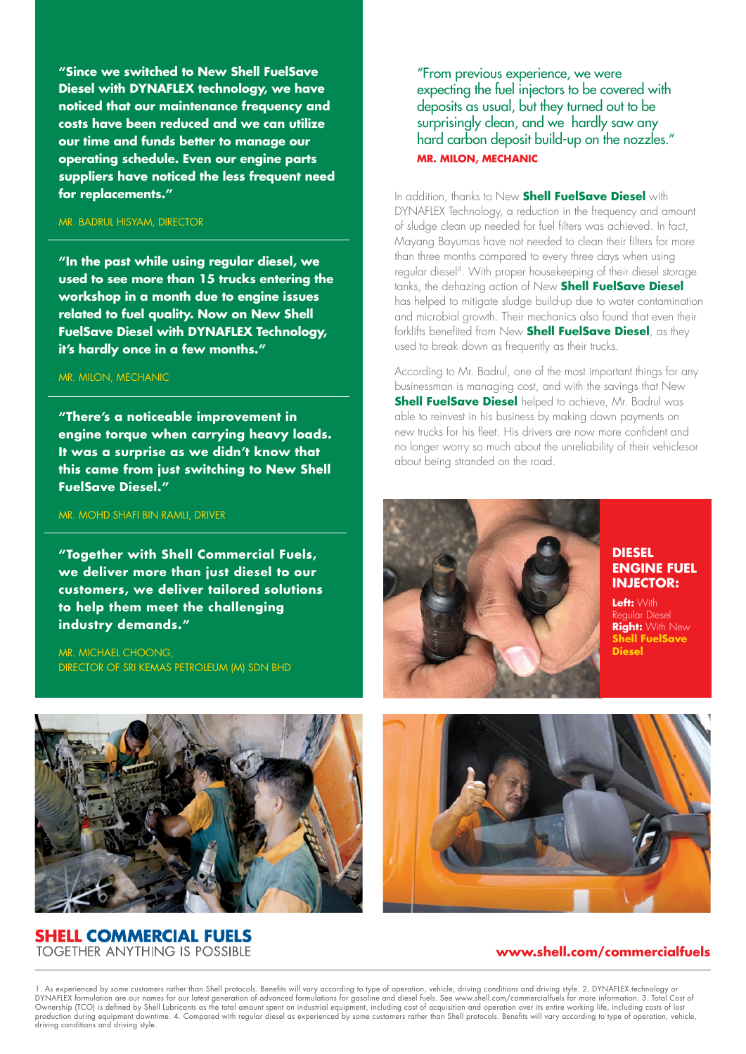**"Since we switched to New Shell FuelSave Diesel with DYNAFLEX technology, we have noticed that our maintenance frequency and costs have been reduced and we can utilize our time and funds better to manage our operating schedule. Even our engine parts suppliers have noticed the less frequent need for replacements."**

MR. BADRUL HISYAM, DIRECTOR

**"In the past while using regular diesel, we used to see more than 15 trucks entering the workshop in a month due to engine issues related to fuel quality. Now on New Shell FuelSave Diesel with DYNAFLEX Technology, it's hardly once in a few months."**

MR. MILON, MECHANIC

**"There's a noticeable improvement in engine torque when carrying heavy loads. It was a surprise as we didn't know that this came from just switching to New Shell FuelSave Diesel."**

MR. MOHD SHAFI BIN RAMLI, DRIVER

**"Together with Shell Commercial Fuels, we deliver more than just diesel to our customers, we deliver tailored solutions to help them meet the challenging industry demands."**

MR. MICHAEL CHOONG,
DIRECTOR OF SRI KEMAS PETROLEUM (M) SDN BHD

"From previous experience, we were expecting the fuel injectors to be covered with deposits as usual, but they turned out to be surprisingly clean, and we hardly saw any hard carbon deposit build-up on the nozzles."

**MR. MILON, MECHANIC**

In addition, thanks to New **Shell FuelSave Diesel** with DYNAFLEX Technology, a reduction in the frequency and amount of sludge clean up needed for fuel filters was achieved. In fact, Mayang Bayumas have not needed to clean their filters for more than three months compared to every three days when using regular diesel[4]. With proper housekeeping of their diesel storage tanks, the dehazing action of New **Shell FuelSave Diesel** has helped to mitigate sludge build-up due to water contamination and microbial growth. Their mechanics also found that even their forklifts benefited from New **Shell FuelSave Diesel**, as they used to break down as frequently as their trucks.

According to Mr. Badrul, one of the most important things for any businessman is managing cost, and with the savings that New **Shell FuelSave Diesel** helped to achieve, Mr. Badrul was able to reinvest in his business by making down payments on new trucks for his fleet. His drivers are now more confident and no longer worry so much about the unreliability of their vehiclesor about being stranded on the road.

**DIESEL ENGINE FUEL INJECTOR:**

**Left:** With Regular Diesel
**Right:** With New **Shell FuelSave Diesel**

**SHELL COMMERCIAL FUELS**
TOGETHER ANYTHING IS POSSIBLE

**www.shell.com/commercialfuels**

1. As experienced by some customers rather than Shell protocols. Benefits will vary according to type of operation, vehicle, driving conditions and driving style. 2. DYNAFLEX technology or DYNAFLEX formulation are our names for our latest generation of advanced formulations for gasoline and diesel fuels. See www.shell.com/commercialfuels for more information. 3. Total Cost of Ownership (TCO) is defined by Shell Lubricants as the total amount spent on industrial equipment, including cost of acquisition and operation over its entire working life, including costs of lost production during equipment downtime. 4. Compared with regular diesel as experienced by some customers rather than Shell protocols. Benefits will vary according to type of operation, vehicle, driving conditions and driving style.